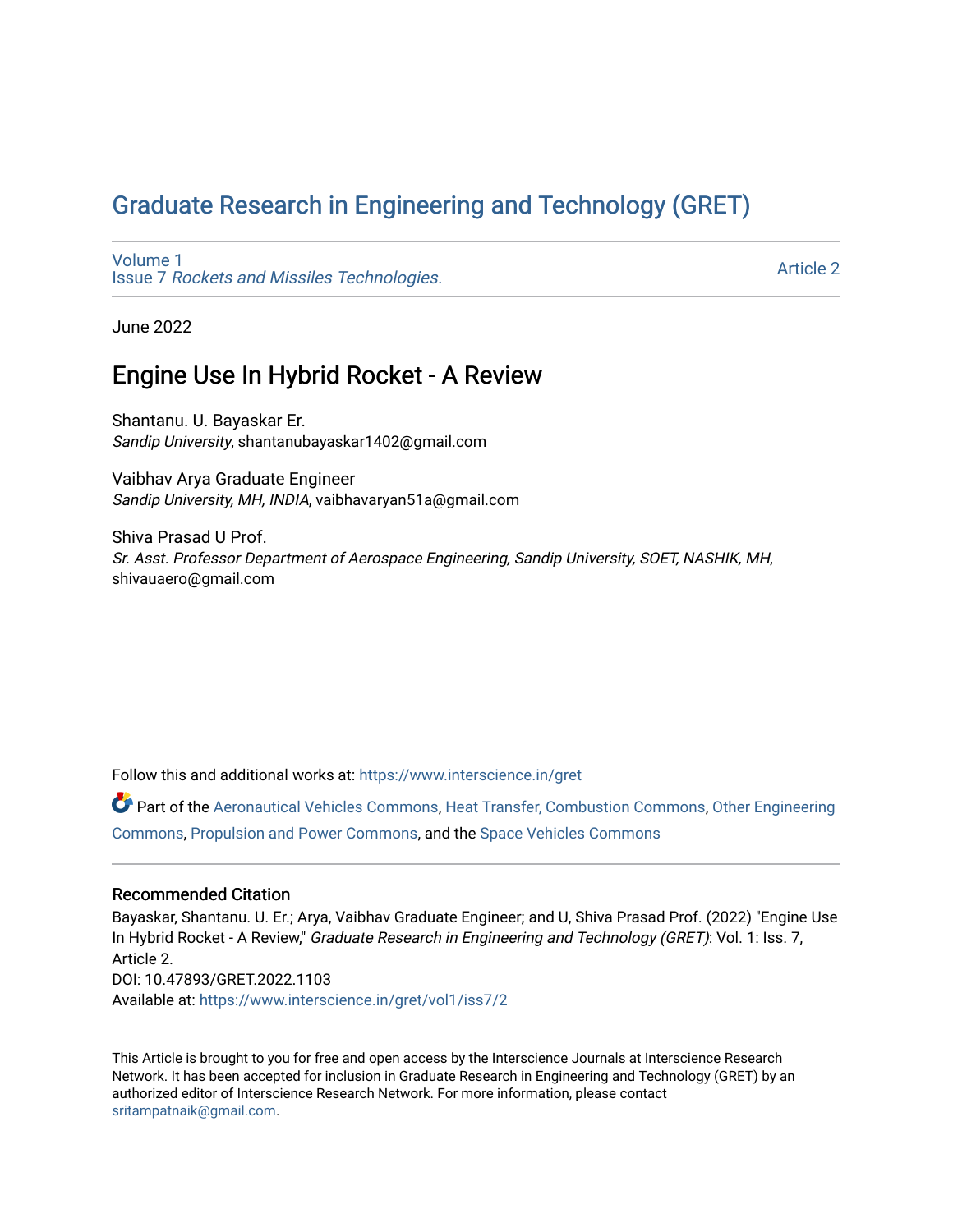# Graduate Research in Engineering and Technology (GRET)

Volume 1
Issue 7 *Rockets and Missiles Technologies.*

Article 2

June 2022

## Engine Use In Hybrid Rocket - A Review

Shantanu. U. Bayaskar Er.
*Sandip University*, shantanubayaskar1402@gmail.com

Vaibhav Arya Graduate Engineer
*Sandip University, MH, INDIA*, vaibhavaryan51a@gmail.com

Shiva Prasad U Prof.
*Sr. Asst. Professor Department of Aerospace Engineering, Sandip University, SOET, NASHIK, MH*, shivauaero@gmail.com

Follow this and additional works at: https://www.interscience.in/gret

Part of the Aeronautical Vehicles Commons, Heat Transfer, Combustion Commons, Other Engineering Commons, Propulsion and Power Commons, and the Space Vehicles Commons

### Recommended Citation

Bayaskar, Shantanu. U. Er.; Arya, Vaibhav Graduate Engineer; and U, Shiva Prasad Prof. (2022) "Engine Use In Hybrid Rocket - A Review," *Graduate Research in Engineering and Technology (GRET)*: Vol. 1: Iss. 7, Article 2.
DOI: 10.47893/GRET.2022.1103
Available at: https://www.interscience.in/gret/vol1/iss7/2

This Article is brought to you for free and open access by the Interscience Journals at Interscience Research Network. It has been accepted for inclusion in Graduate Research in Engineering and Technology (GRET) by an authorized editor of Interscience Research Network. For more information, please contact sritampatnaik@gmail.com.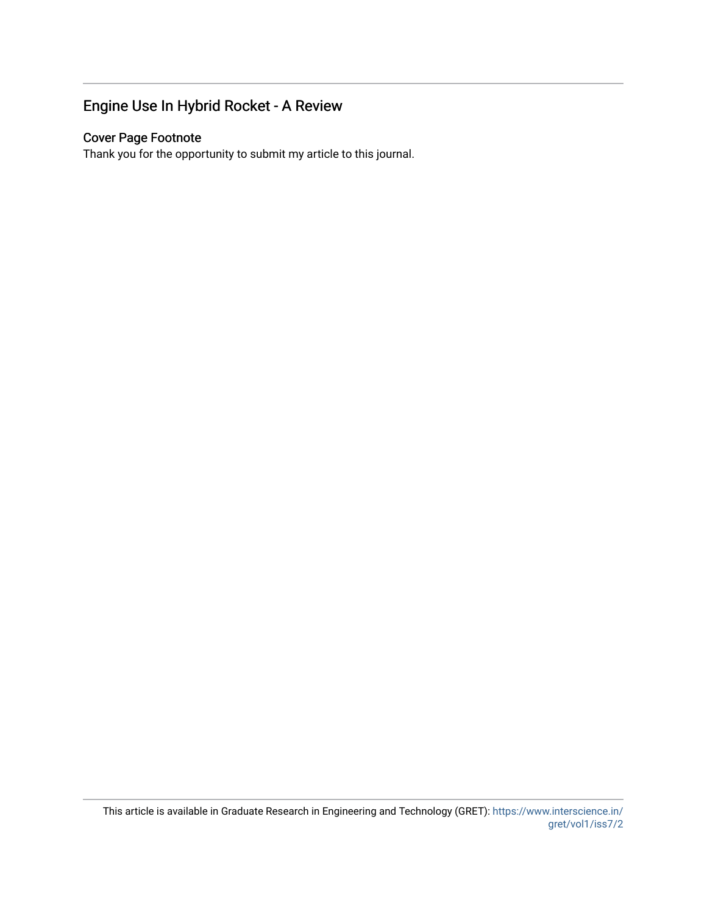## Engine Use In Hybrid Rocket - A Review

### Cover Page Footnote

Thank you for the opportunity to submit my article to this journal.

This article is available in Graduate Research in Engineering and Technology (GRET): https://www.interscience.in/gret/vol1/iss7/2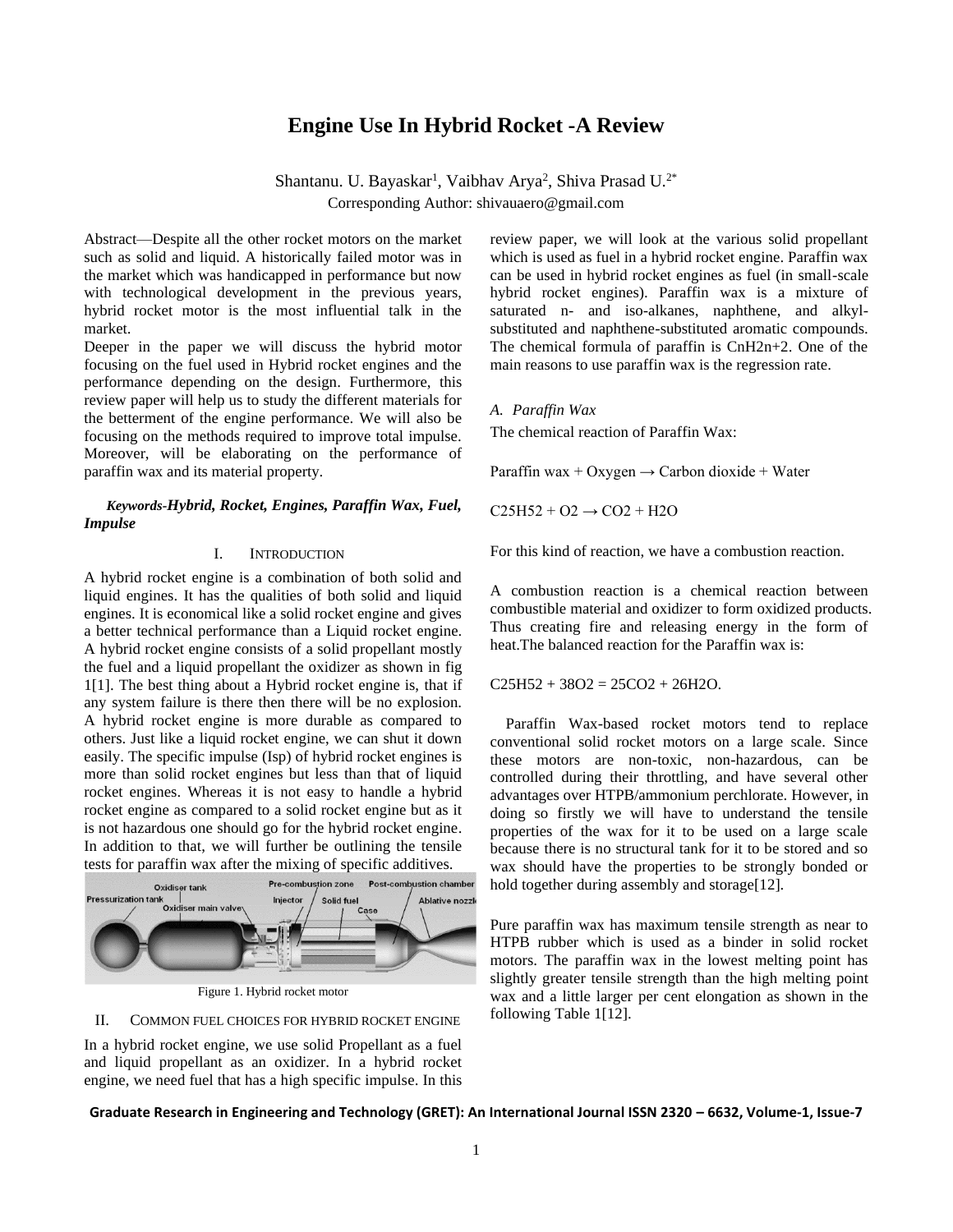# Engine Use In Hybrid Rocket -A Review

Shantanu. U. Bayaskar[1], Vaibhav Arya[2], Shiva Prasad U.[2*]

Corresponding Author: shivauaero@gmail.com

Abstract—Despite all the other rocket motors on the market such as solid and liquid. A historically failed motor was in the market which was handicapped in performance but now with technological development in the previous years, hybrid rocket motor is the most influential talk in the market.

Deeper in the paper we will discuss the hybrid motor focusing on the fuel used in Hybrid rocket engines and the performance depending on the design. Furthermore, this review paper will help us to study the different materials for the betterment of the engine performance. We will also be focusing on the methods required to improve total impulse. Moreover, will be elaborating on the performance of paraffin wax and its material property.

***Keywords-Hybrid, Rocket, Engines, Paraffin Wax, Fuel, Impulse***

## I. INTRODUCTION

A hybrid rocket engine is a combination of both solid and liquid engines. It has the qualities of both solid and liquid engines. It is economical like a solid rocket engine and gives a better technical performance than a Liquid rocket engine. A hybrid rocket engine consists of a solid propellant mostly the fuel and a liquid propellant the oxidizer as shown in fig 1[1]. The best thing about a Hybrid rocket engine is, that if any system failure is there then there will be no explosion. A hybrid rocket engine is more durable as compared to others. Just like a liquid rocket engine, we can shut it down easily. The specific impulse (Isp) of hybrid rocket engines is more than solid rocket engines but less than that of liquid rocket engines. Whereas it is not easy to handle a hybrid rocket engine as compared to a solid rocket engine but as it is not hazardous one should go for the hybrid rocket engine. In addition to that, we will further be outlining the tensile tests for paraffin wax after the mixing of specific additives.

Figure 1. Hybrid rocket motor

## II. COMMON FUEL CHOICES FOR HYBRID ROCKET ENGINE

In a hybrid rocket engine, we use solid Propellant as a fuel and liquid propellant as an oxidizer. In a hybrid rocket engine, we need fuel that has a high specific impulse. In this review paper, we will look at the various solid propellant which is used as fuel in a hybrid rocket engine. Paraffin wax can be used in hybrid rocket engines as fuel (in small-scale hybrid rocket engines). Paraffin wax is a mixture of saturated n- and iso-alkanes, naphthene, and alkyl-substituted and naphthene-substituted aromatic compounds. The chemical formula of paraffin is $C_nH_{2n+2}$. One of the main reasons to use paraffin wax is the regression rate.

### *A. Paraffin Wax*

The chemical reaction of Paraffin Wax:

Paraffin wax + Oxygen → Carbon dioxide + Water

$C_{25}H_{52} + O_2 \rightarrow CO_2 + H_2O$

For this kind of reaction, we have a combustion reaction.

A combustion reaction is a chemical reaction between combustible material and oxidizer to form oxidized products. Thus creating fire and releasing energy in the form of heat.The balanced reaction for the Paraffin wax is:

$C_{25}H_{52} + 38O_2 = 25CO_2 + 26H_2O$.

Paraffin Wax-based rocket motors tend to replace conventional solid rocket motors on a large scale. Since these motors are non-toxic, non-hazardous, can be controlled during their throttling, and have several other advantages over HTPB/ammonium perchlorate. However, in doing so firstly we will have to understand the tensile properties of the wax for it to be used on a large scale because there is no structural tank for it to be stored and so wax should have the properties to be strongly bonded or hold together during assembly and storage[12].

Pure paraffin wax has maximum tensile strength as near to HTPB rubber which is used as a binder in solid rocket motors. The paraffin wax in the lowest melting point has slightly greater tensile strength than the high melting point wax and a little larger per cent elongation as shown in the following Table 1[12].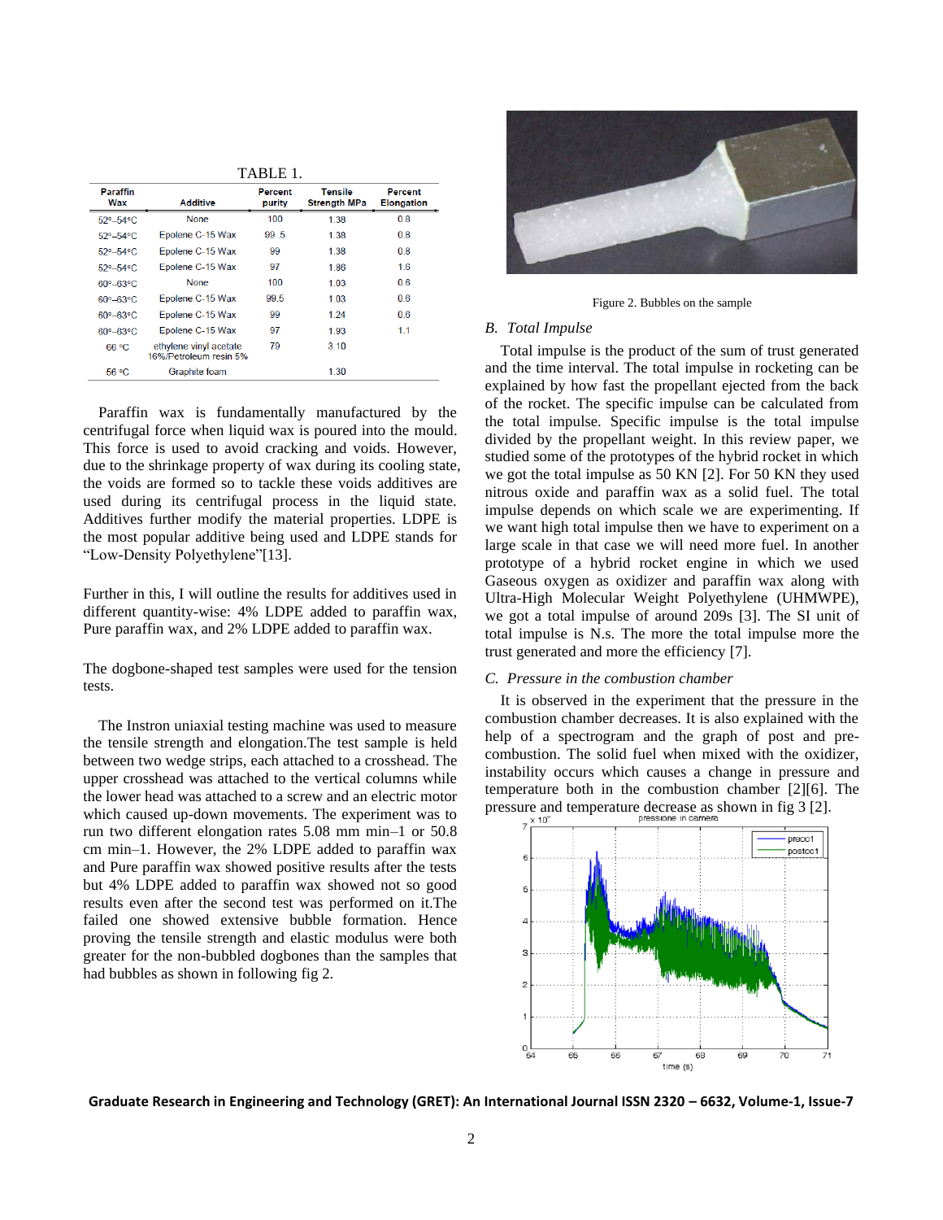TABLE 1.

| Paraffin Wax | Additive | Percent purity | Tensile Strength MPa | Percent Elongation |
|---|---|---|---|---|
| 52°–54°C | None | 100 | 1.38 | 0.8 |
| 52°–54°C | Epolene C-15 Wax | 99 .5 | 1.38 | 0.8 |
| 52°–54°C | Epolene C-15 Wax | 99 | 1.38 | 0.8 |
| 52°–54°C | Epolene C-15 Wax | 97 | 1.86 | 1.6 |
| 60°–63°C | None | 100 | 1.03 | 0.6 |
| 60°–63°C | Epolene C-15 Wax | 99.5 | 1.03 | 0.6 |
| 60°–63°C | Epolene C-15 Wax | 99 | 1.24 | 0.6 |
| 60°–63°C | Epolene C-15 Wax | 97 | 1.93 | 1.1 |
| 66 °C | ethylene vinyl acetate 16%/Petroleum resin 5% | 79 | 3.10 | |
| 56 °C | Graphite foam | | 1.30 | |

Paraffin wax is fundamentally manufactured by the centrifugal force when liquid wax is poured into the mould. This force is used to avoid cracking and voids. However, due to the shrinkage property of wax during its cooling state, the voids are formed so to tackle these voids additives are used during its centrifugal process in the liquid state. Additives further modify the material properties. LDPE is the most popular additive being used and LDPE stands for "Low-Density Polyethylene"[13].

Further in this, I will outline the results for additives used in different quantity-wise: 4% LDPE added to paraffin wax, Pure paraffin wax, and 2% LDPE added to paraffin wax.

The dogbone-shaped test samples were used for the tension tests.

The Instron uniaxial testing machine was used to measure the tensile strength and elongation.The test sample is held between two wedge strips, each attached to a crosshead. The upper crosshead was attached to the vertical columns while the lower head was attached to a screw and an electric motor which caused up-down movements. The experiment was to run two different elongation rates 5.08 mm min–1 or 50.8 cm min–1. However, the 2% LDPE added to paraffin wax and Pure paraffin wax showed positive results after the tests but 4% LDPE added to paraffin wax showed not so good results even after the second test was performed on it.The failed one showed extensive bubble formation. Hence proving the tensile strength and elastic modulus were both greater for the non-bubbled dogbones than the samples that had bubbles as shown in following fig 2.

Figure 2. Bubbles on the sample

## *B. Total Impulse*

Total impulse is the product of the sum of trust generated and the time interval. The total impulse in rocketing can be explained by how fast the propellant ejected from the back of the rocket. The specific impulse can be calculated from the total impulse. Specific impulse is the total impulse divided by the propellant weight. In this review paper, we studied some of the prototypes of the hybrid rocket in which we got the total impulse as 50 KN [2]. For 50 KN they used nitrous oxide and paraffin wax as a solid fuel. The total impulse depends on which scale we are experimenting. If we want high total impulse then we have to experiment on a large scale in that case we will need more fuel. In another prototype of a hybrid rocket engine in which we used Gaseous oxygen as oxidizer and paraffin wax along with Ultra-High Molecular Weight Polyethylene (UHMWPE), we got a total impulse of around 209s [3]. The SI unit of total impulse is N.s. The more the total impulse more the trust generated and more the efficiency [7].

## *C. Pressure in the combustion chamber*

It is observed in the experiment that the pressure in the combustion chamber decreases. It is also explained with the help of a spectrogram and the graph of post and pre-combustion. The solid fuel when mixed with the oxidizer, instability occurs which causes a change in pressure and temperature both in the combustion chamber [2][6]. The pressure and temperature decrease as shown in fig 3 [2].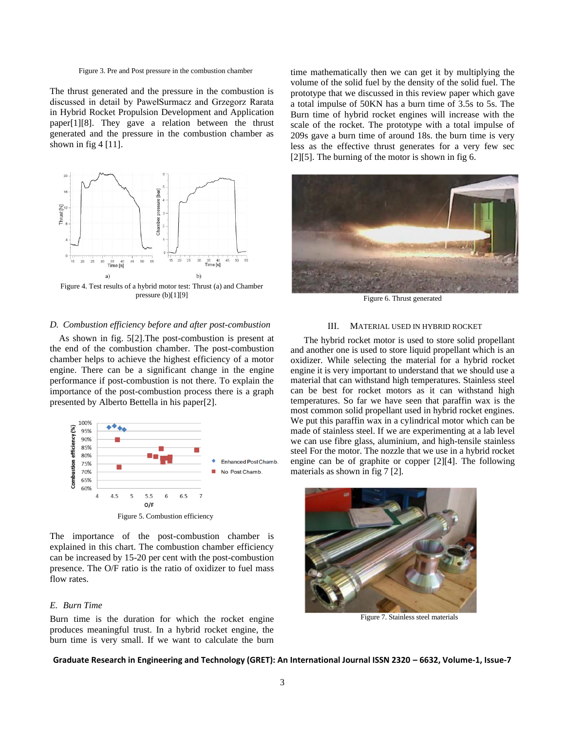Figure 3. Pre and Post pressure in the combustion chamber

The thrust generated and the pressure in the combustion is discussed in detail by PawełSurmacz and Grzegorz Rarata in Hybrid Rocket Propulsion Development and Application paper[1][8]. They gave a relation between the thrust generated and the pressure in the combustion chamber as shown in fig 4 [11].

Figure 4. Test results of a hybrid motor test: Thrust (a) and Chamber pressure (b)[1][9]

### D. Combustion efficiency before and after post-combustion

As shown in fig. 5[2].The post-combustion is present at the end of the combustion chamber. The post-combustion chamber helps to achieve the highest efficiency of a motor engine. There can be a significant change in the engine performance if post-combustion is not there. To explain the importance of the post-combustion process there is a graph presented by Alberto Bettella in his paper[2].

Figure 5. Combustion efficiency

The importance of the post-combustion chamber is explained in this chart. The combustion chamber efficiency can be increased by 15-20 per cent with the post-combustion presence. The O/F ratio is the ratio of oxidizer to fuel mass flow rates.

### E. Burn Time

Burn time is the duration for which the rocket engine produces meaningful trust. In a hybrid rocket engine, the burn time is very small. If we want to calculate the burn time mathematically then we can get it by multiplying the volume of the solid fuel by the density of the solid fuel. The prototype that we discussed in this review paper which gave a total impulse of 50KN has a burn time of 3.5s to 5s. The Burn time of hybrid rocket engines will increase with the scale of the rocket. The prototype with a total impulse of 209s gave a burn time of around 18s. the burn time is very less as the effective thrust generates for a very few sec [2][5]. The burning of the motor is shown in fig 6.

Figure 6. Thrust generated

## III. Material Used in Hybrid Rocket

The hybrid rocket motor is used to store solid propellant and another one is used to store liquid propellant which is an oxidizer. While selecting the material for a hybrid rocket engine it is very important to understand that we should use a material that can withstand high temperatures. Stainless steel can be best for rocket motors as it can withstand high temperatures. So far we have seen that paraffin wax is the most common solid propellant used in hybrid rocket engines. We put this paraffin wax in a cylindrical motor which can be made of stainless steel. If we are experimenting at a lab level we can use fibre glass, aluminium, and high-tensile stainless steel For the motor. The nozzle that we use in a hybrid rocket engine can be of graphite or copper [2][4]. The following materials as shown in fig 7 [2].

Figure 7. Stainless steel materials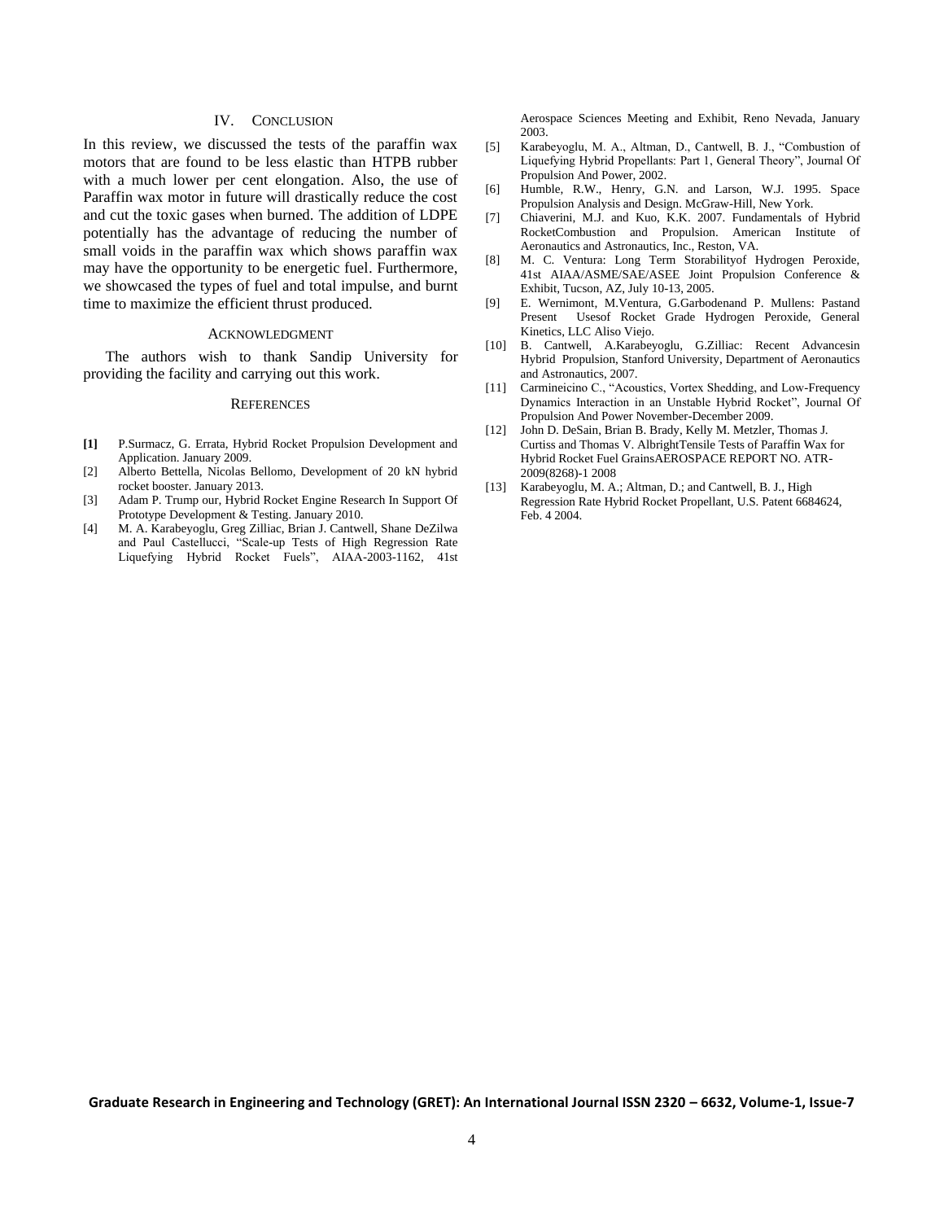## IV. Conclusion

In this review, we discussed the tests of the paraffin wax motors that are found to be less elastic than HTPB rubber with a much lower per cent elongation. Also, the use of Paraffin wax motor in future will drastically reduce the cost and cut the toxic gases when burned. The addition of LDPE potentially has the advantage of reducing the number of small voids in the paraffin wax which shows paraffin wax may have the opportunity to be energetic fuel. Furthermore, we showcased the types of fuel and total impulse, and burnt time to maximize the efficient thrust produced.

## Acknowledgment

The authors wish to thank Sandip University for providing the facility and carrying out this work.

## References

**[1]** P.Surmacz, G. Errata, Hybrid Rocket Propulsion Development and Application. January 2009.

[2] Alberto Bettella, Nicolas Bellomo, Development of 20 kN hybrid rocket booster. January 2013.

[3] Adam P. Trump our, Hybrid Rocket Engine Research In Support Of Prototype Development & Testing. January 2010.

[4] M. A. Karabeyoglu, Greg Zilliac, Brian J. Cantwell, Shane DeZilwa and Paul Castellucci, "Scale-up Tests of High Regression Rate Liquefying Hybrid Rocket Fuels", AIAA-2003-1162, 41st Aerospace Sciences Meeting and Exhibit, Reno Nevada, January 2003.

[5] Karabeyoglu, M. A., Altman, D., Cantwell, B. J., "Combustion of Liquefying Hybrid Propellants: Part 1, General Theory", Journal Of Propulsion And Power, 2002.

[6] Humble, R.W., Henry, G.N. and Larson, W.J. 1995. Space Propulsion Analysis and Design. McGraw-Hill, New York.

[7] Chiaverini, M.J. and Kuo, K.K. 2007. Fundamentals of Hybrid RocketCombustion and Propulsion. American Institute of Aeronautics and Astronautics, Inc., Reston, VA.

[8] M. C. Ventura: Long Term Storabilityof Hydrogen Peroxide, 41st AIAA/ASME/SAE/ASEE Joint Propulsion Conference & Exhibit, Tucson, AZ, July 10-13, 2005.

[9] E. Wernimont, M.Ventura, G.Garbodenand P. Mullens: Pastand Present Usesof Rocket Grade Hydrogen Peroxide, General Kinetics, LLC Aliso Viejo.

[10] B. Cantwell, A.Karabeyoglu, G.Zilliac: Recent Advancesin Hybrid Propulsion, Stanford University, Department of Aeronautics and Astronautics, 2007.

[11] Carmineicino C., "Acoustics, Vortex Shedding, and Low-Frequency Dynamics Interaction in an Unstable Hybrid Rocket", Journal Of Propulsion And Power November-December 2009.

[12] John D. DeSain, Brian B. Brady, Kelly M. Metzler, Thomas J. Curtiss and Thomas V. AlbrightTensile Tests of Paraffin Wax for Hybrid Rocket Fuel GrainsAEROSPACE REPORT NO. ATR-2009(8268)-1 2008

[13] Karabeyoglu, M. A.; Altman, D.; and Cantwell, B. J., High Regression Rate Hybrid Rocket Propellant, U.S. Patent 6684624, Feb. 4 2004.